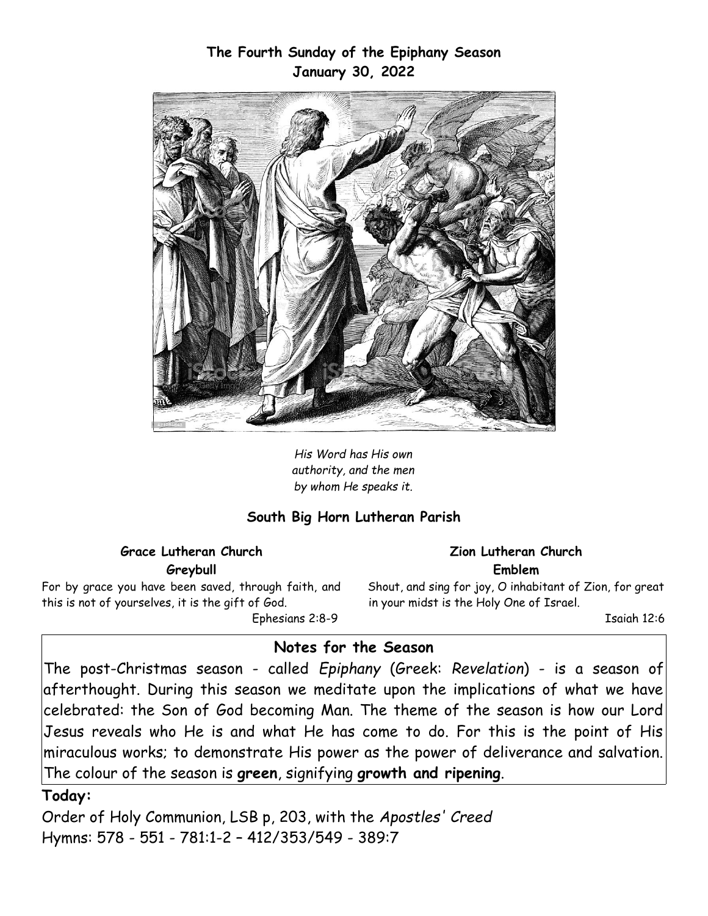**The Fourth Sunday of the Epiphany Season**
**January 30, 2022**

*His Word has His own authority, and the men by whom He speaks it.*

**South Big Horn Lutheran Parish**

**Grace Lutheran Church**
**Greybull**

For by grace you have been saved, through faith, and this is not of yourselves, it is the gift of God.
Ephesians 2:8-9

**Zion Lutheran Church**
**Emblem**

Shout, and sing for joy, O inhabitant of Zion, for great in your midst is the Holy One of Israel.
Isaiah 12:6

## Notes for the Season

The post-Christmas season - called *Epiphany* (Greek: *Revelation*) - is a season of afterthought. During this season we meditate upon the implications of what we have celebrated: the Son of God becoming Man. The theme of the season is how our Lord Jesus reveals who He is and what He has come to do. For this is the point of His miraculous works; to demonstrate His power as the power of deliverance and salvation. The colour of the season is **green**, signifying **growth and ripening**.

**Today:**

Order of Holy Communion, LSB p, 203, with the *Apostles' Creed*
Hymns: 578 - 551 - 781:1-2 – 412/353/549 - 389:7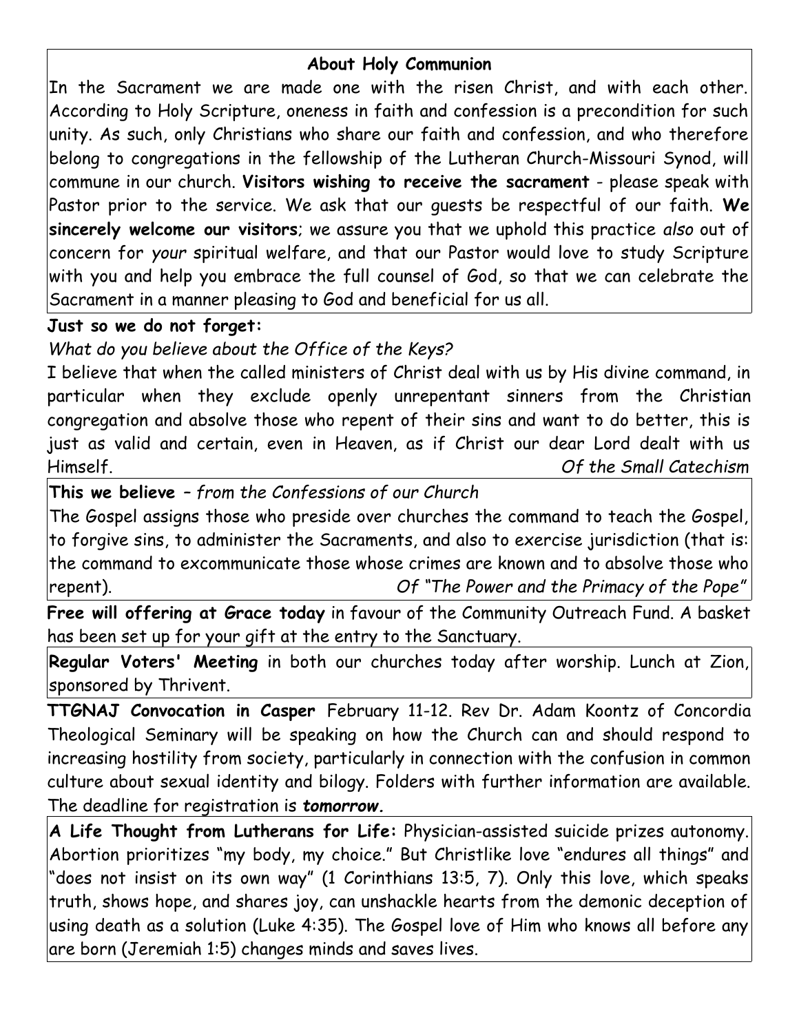## About Holy Communion

In the Sacrament we are made one with the risen Christ, and with each other. According to Holy Scripture, oneness in faith and confession is a precondition for such unity. As such, only Christians who share our faith and confession, and who therefore belong to congregations in the fellowship of the Lutheran Church-Missouri Synod, will commune in our church. **Visitors wishing to receive the sacrament** - please speak with Pastor prior to the service. We ask that our guests be respectful of our faith. **We sincerely welcome our visitors**; we assure you that we uphold this practice *also* out of concern for *your* spiritual welfare, and that our Pastor would love to study Scripture with you and help you embrace the full counsel of God, so that we can celebrate the Sacrament in a manner pleasing to God and beneficial for us all.

**Just so we do not forget:**

*What do you believe about the Office of the Keys?*

I believe that when the called ministers of Christ deal with us by His divine command, in particular when they exclude openly unrepentant sinners from the Christian congregation and absolve those who repent of their sins and want to do better, this is just as valid and certain, even in Heaven, as if Christ our dear Lord dealt with us Himself. *Of the Small Catechism*

**This we believe** – *from the Confessions of our Church*

The Gospel assigns those who preside over churches the command to teach the Gospel, to forgive sins, to administer the Sacraments, and also to exercise jurisdiction (that is: the command to excommunicate those whose crimes are known and to absolve those who repent). *Of "The Power and the Primacy of the Pope"*

**Free will offering at Grace today** in favour of the Community Outreach Fund. A basket has been set up for your gift at the entry to the Sanctuary.

**Regular Voters' Meeting** in both our churches today after worship. Lunch at Zion, sponsored by Thrivent.

**TTGNAJ Convocation in Casper** February 11-12. Rev Dr. Adam Koontz of Concordia Theological Seminary will be speaking on how the Church can and should respond to increasing hostility from society, particularly in connection with the confusion in common culture about sexual identity and bilogy. Folders with further information are available. The deadline for registration is ***tomorrow.***

**A Life Thought from Lutherans for Life:** Physician-assisted suicide prizes autonomy. Abortion prioritizes "my body, my choice." But Christlike love "endures all things" and "does not insist on its own way" (1 Corinthians 13:5, 7). Only this love, which speaks truth, shows hope, and shares joy, can unshackle hearts from the demonic deception of using death as a solution (Luke 4:35). The Gospel love of Him who knows all before any are born (Jeremiah 1:5) changes minds and saves lives.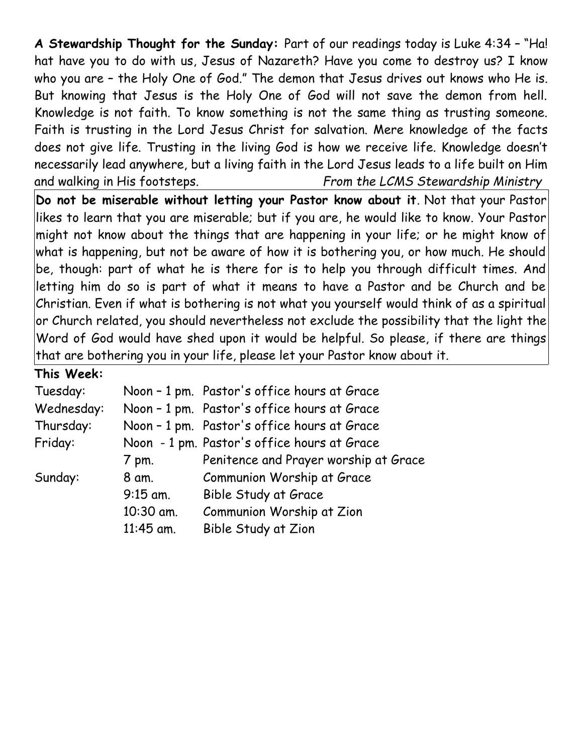**A Stewardship Thought for the Sunday:** Part of our readings today is Luke 4:34 – "Ha! hat have you to do with us, Jesus of Nazareth? Have you come to destroy us? I know who you are – the Holy One of God." The demon that Jesus drives out knows who He is. But knowing that Jesus is the Holy One of God will not save the demon from hell. Knowledge is not faith. To know something is not the same thing as trusting someone. Faith is trusting in the Lord Jesus Christ for salvation. Mere knowledge of the facts does not give life. Trusting in the living God is how we receive life. Knowledge doesn't necessarily lead anywhere, but a living faith in the Lord Jesus leads to a life built on Him and walking in His footsteps. *From the LCMS Stewardship Ministry*

**Do not be miserable without letting your Pastor know about it**. Not that your Pastor likes to learn that you are miserable; but if you are, he would like to know. Your Pastor might not know about the things that are happening in your life; or he might know of what is happening, but not be aware of how it is bothering you, or how much. He should be, though: part of what he is there for is to help you through difficult times. And letting him do so is part of what it means to have a Pastor and be Church and be Christian. Even if what is bothering is not what you yourself would think of as a spiritual or Church related, you should nevertheless not exclude the possibility that the light the Word of God would have shed upon it would be helpful. So please, if there are things that are bothering you in your life, please let your Pastor know about it.

**This Week:**

| | | |
|---|---|---|
| Tuesday: | Noon – 1 pm. | Pastor's office hours at Grace |
| Wednesday: | Noon – 1 pm. | Pastor's office hours at Grace |
| Thursday: | Noon – 1 pm. | Pastor's office hours at Grace |
| Friday: | Noon - 1 pm. | Pastor's office hours at Grace |
| | 7 pm. | Penitence and Prayer worship at Grace |
| Sunday: | 8 am. | Communion Worship at Grace |
| | 9:15 am. | Bible Study at Grace |
| | 10:30 am. | Communion Worship at Zion |
| | 11:45 am. | Bible Study at Zion |